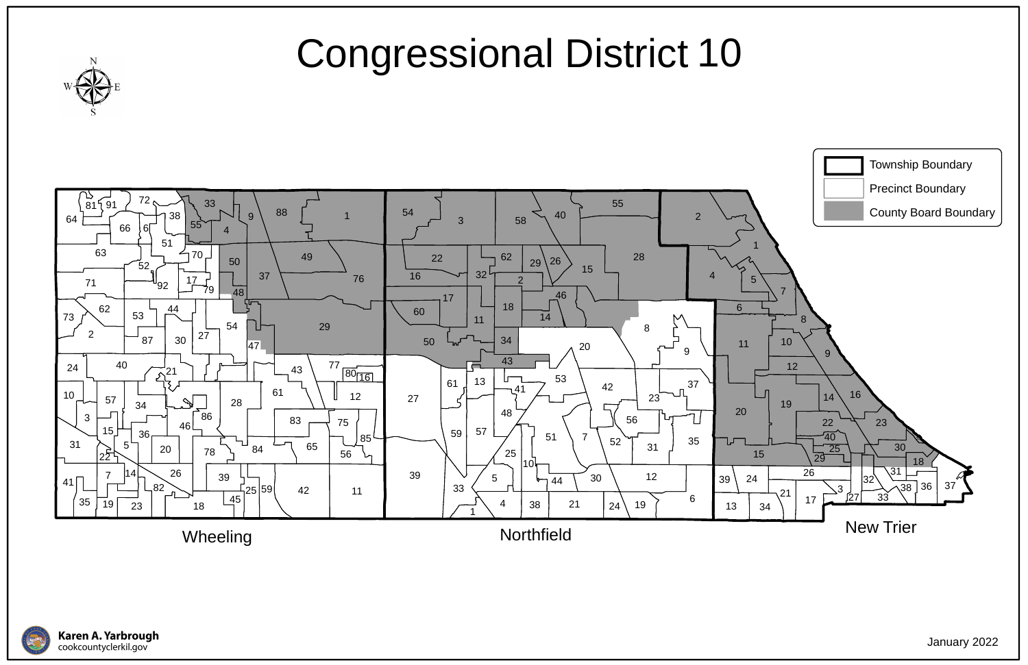# Congressional District 10

Township Boundary

Precinct Boundary

County Board Boundary

Wheeling

Northfield

New Trier

Karen A. Yarbrough
cookcountyclerkil.gov

January 2022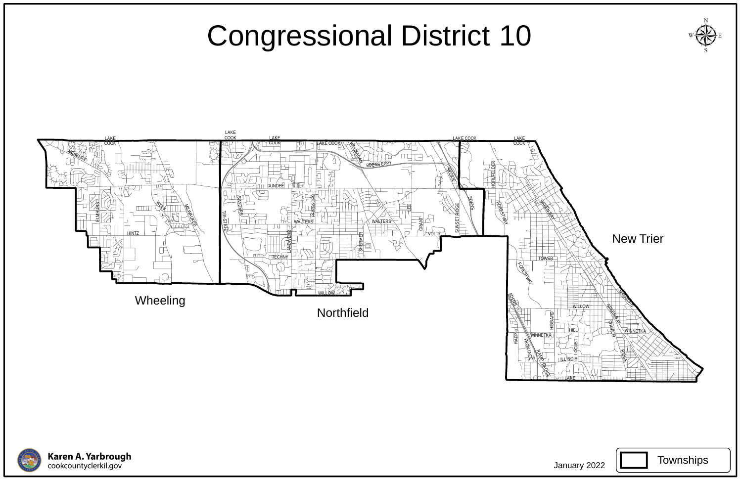# Congressional District 10

Wheeling

Northfield

New Trier

LAKE COOK

MCHENRY

ELMHURST

WOLF

MILWAUKEE

HINTZ

TRI-STATE

SANDERS

DUNDEE

PFINGSTEN

WALTERS

LANDWEHR

TECHNY

WILLOW

SHERMER

LEE

GRANT

VOLTZ

WAUKEGAN

EDENS EXPY

SKOKIE

SUNSET RIDGE

EDENS

HOHLFELDER

FORESTWAY

GREEN BAY

TOWER

SHERIDAN

CHURCH

HIBBARD

HILL

WINNETKA

HAPP

FRONTAGE

RAMP

LOCUST

ILLINOIS

RIDGE

LAKE

Karen A. Yarbrough
cookcountyclerkil.gov

January 2022

Townships